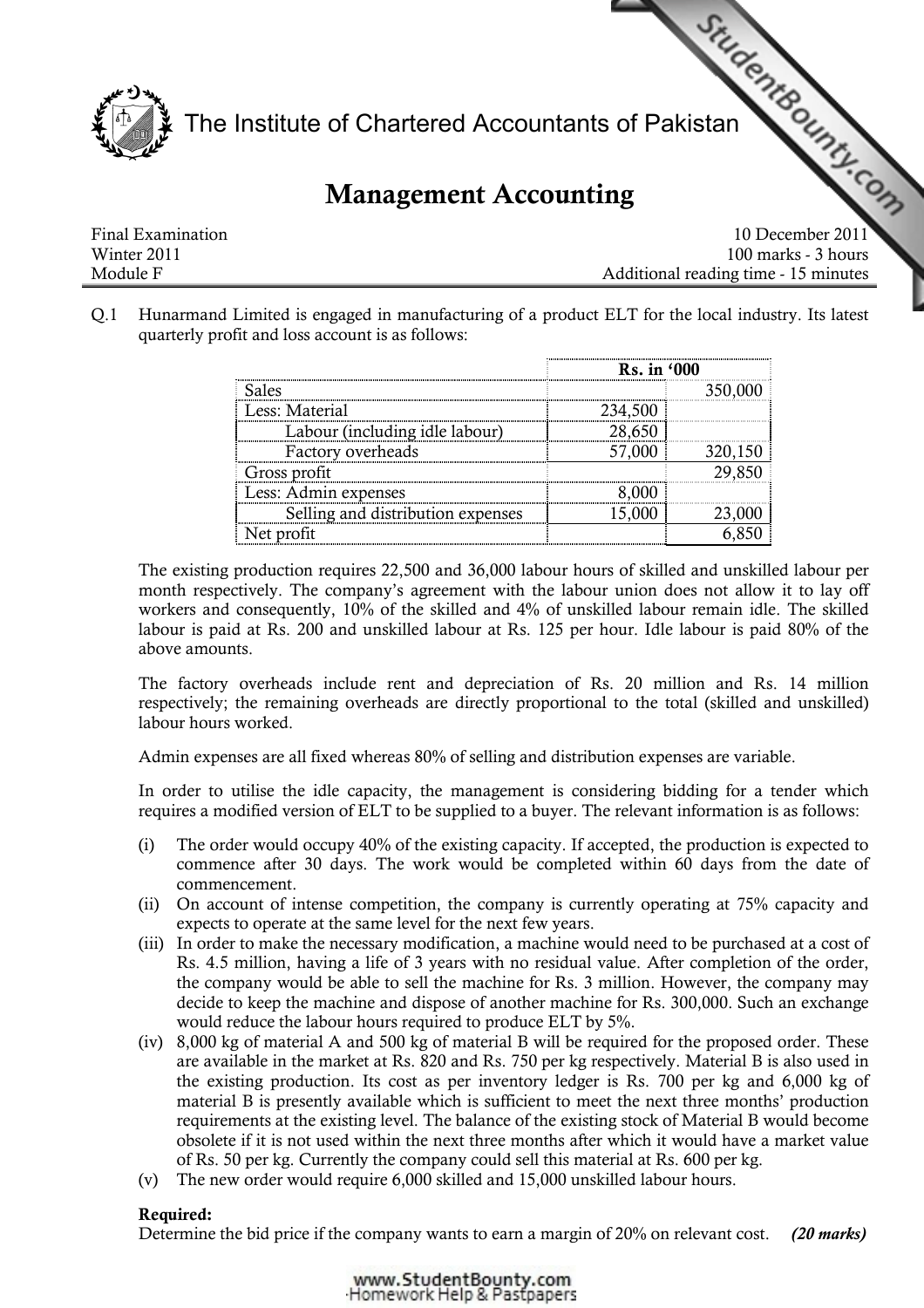# The Institute of Chartered Accountants of Pakistan

## Management Accounting

| | |
|---|---|
| Final Examination | 10 December 2011 |
| Winter 2011 | 100 marks - 3 hours |
| Module F | Additional reading time - 15 minutes |

Q.1 Hunarmand Limited is engaged in manufacturing of a product ELT for the local industry. Its latest quarterly profit and loss account is as follows:

| | Rs. in '000 | |
|---|---|---|
| Sales | | 350,000 |
| Less: Material | 234,500 | |
| Labour (including idle labour) | 28,650 | |
| Factory overheads | 57,000 | 320,150 |
| Gross profit | | 29,850 |
| Less: Admin expenses | 8,000 | |
| Selling and distribution expenses | 15,000 | 23,000 |
| Net profit | | 6,850 |

The existing production requires 22,500 and 36,000 labour hours of skilled and unskilled labour per month respectively. The company's agreement with the labour union does not allow it to lay off workers and consequently, 10% of the skilled and 4% of unskilled labour remain idle. The skilled labour is paid at Rs. 200 and unskilled labour at Rs. 125 per hour. Idle labour is paid 80% of the above amounts.

The factory overheads include rent and depreciation of Rs. 20 million and Rs. 14 million respectively; the remaining overheads are directly proportional to the total (skilled and unskilled) labour hours worked.

Admin expenses are all fixed whereas 80% of selling and distribution expenses are variable.

In order to utilise the idle capacity, the management is considering bidding for a tender which requires a modified version of ELT to be supplied to a buyer. The relevant information is as follows:

(i) The order would occupy 40% of the existing capacity. If accepted, the production is expected to commence after 30 days. The work would be completed within 60 days from the date of commencement.

(ii) On account of intense competition, the company is currently operating at 75% capacity and expects to operate at the same level for the next few years.

(iii) In order to make the necessary modification, a machine would need to be purchased at a cost of Rs. 4.5 million, having a life of 3 years with no residual value. After completion of the order, the company would be able to sell the machine for Rs. 3 million. However, the company may decide to keep the machine and dispose of another machine for Rs. 300,000. Such an exchange would reduce the labour hours required to produce ELT by 5%.

(iv) 8,000 kg of material A and 500 kg of material B will be required for the proposed order. These are available in the market at Rs. 820 and Rs. 750 per kg respectively. Material B is also used in the existing production. Its cost as per inventory ledger is Rs. 700 per kg and 6,000 kg of material B is presently available which is sufficient to meet the next three months' production requirements at the existing level. The balance of the existing stock of Material B would become obsolete if it is not used within the next three months after which it would have a market value of Rs. 50 per kg. Currently the company could sell this material at Rs. 600 per kg.

(v) The new order would require 6,000 skilled and 15,000 unskilled labour hours.

**Required:**
Determine the bid price if the company wants to earn a margin of 20% on relevant cost. ***(20 marks)***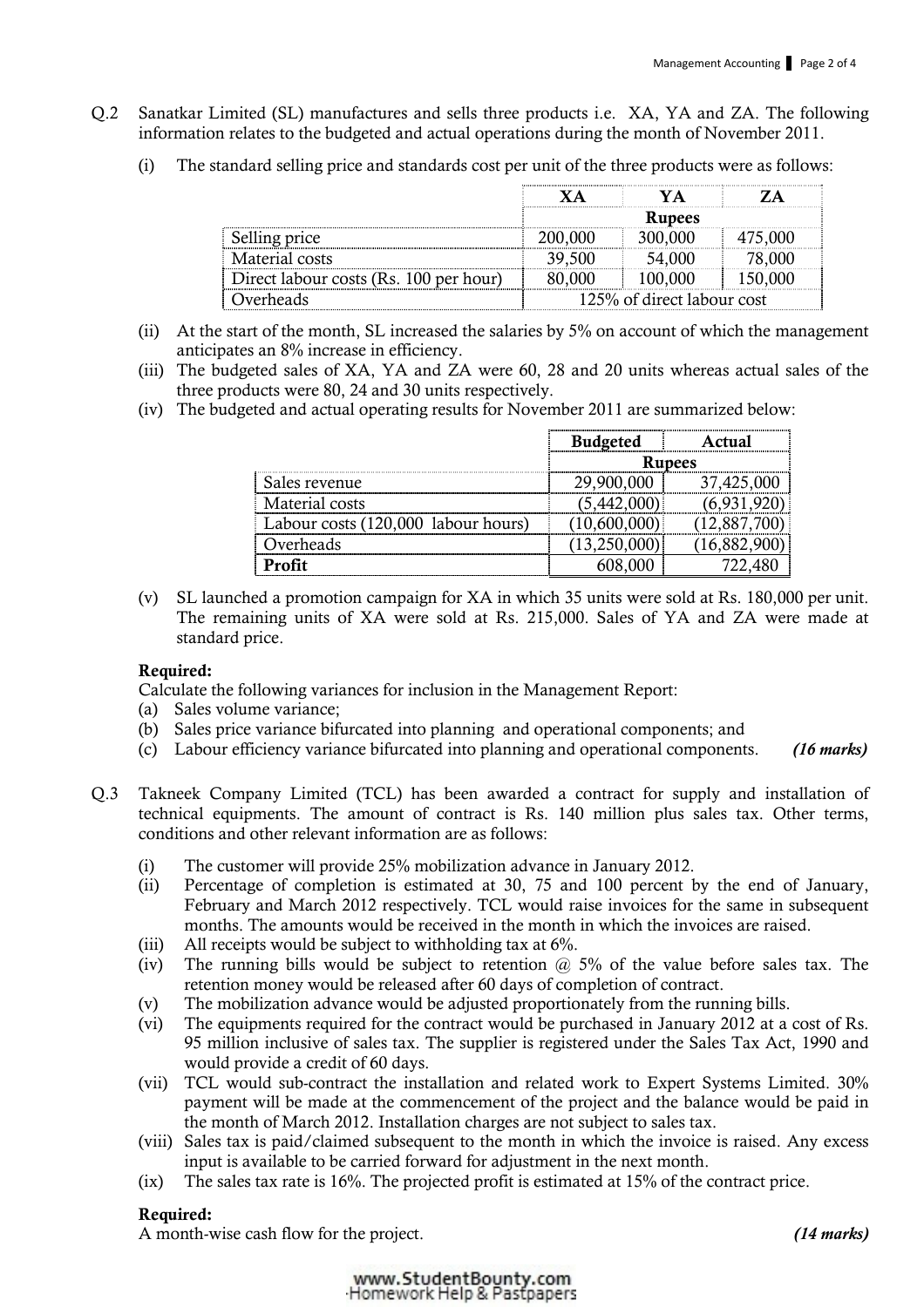Q.2 Sanatkar Limited (SL) manufactures and sells three products i.e. XA, YA and ZA. The following information relates to the budgeted and actual operations during the month of November 2011.

(i) The standard selling price and standards cost per unit of the three products were as follows:

| | XA | YA | ZA |
|---|---|---|---|
| | | Rupees | |
| Selling price | 200,000 | 300,000 | 475,000 |
| Material costs | 39,500 | 54,000 | 78,000 |
| Direct labour costs (Rs. 100 per hour) | 80,000 | 100,000 | 150,000 |
| Overheads | | 125% of direct labour cost | |

(ii) At the start of the month, SL increased the salaries by 5% on account of which the management anticipates an 8% increase in efficiency.

(iii) The budgeted sales of XA, YA and ZA were 60, 28 and 20 units whereas actual sales of the three products were 80, 24 and 30 units respectively.

(iv) The budgeted and actual operating results for November 2011 are summarized below:

| | Budgeted | Actual |
|---|---|---|
| | Rupees | |
| Sales revenue | 29,900,000 | 37,425,000 |
| Material costs | (5,442,000) | (6,931,920) |
| Labour costs (120,000 labour hours) | (10,600,000) | (12,887,700) |
| Overheads | (13,250,000) | (16,882,900) |
| **Profit** | 608,000 | 722,480 |

(v) SL launched a promotion campaign for XA in which 35 units were sold at Rs. 180,000 per unit. The remaining units of XA were sold at Rs. 215,000. Sales of YA and ZA were made at standard price.

**Required:**

Calculate the following variances for inclusion in the Management Report:

(a) Sales volume variance;

(b) Sales price variance bifurcated into planning and operational components; and

(c) Labour efficiency variance bifurcated into planning and operational components. ***(16 marks)***

Q.3 Takneek Company Limited (TCL) has been awarded a contract for supply and installation of technical equipments. The amount of contract is Rs. 140 million plus sales tax. Other terms, conditions and other relevant information are as follows:

(i) The customer will provide 25% mobilization advance in January 2012.

(ii) Percentage of completion is estimated at 30, 75 and 100 percent by the end of January, February and March 2012 respectively. TCL would raise invoices for the same in subsequent months. The amounts would be received in the month in which the invoices are raised.

(iii) All receipts would be subject to withholding tax at 6%.

(iv) The running bills would be subject to retention @ 5% of the value before sales tax. The retention money would be released after 60 days of completion of contract.

(v) The mobilization advance would be adjusted proportionately from the running bills.

(vi) The equipments required for the contract would be purchased in January 2012 at a cost of Rs. 95 million inclusive of sales tax. The supplier is registered under the Sales Tax Act, 1990 and would provide a credit of 60 days.

(vii) TCL would sub-contract the installation and related work to Expert Systems Limited. 30% payment will be made at the commencement of the project and the balance would be paid in the month of March 2012. Installation charges are not subject to sales tax.

(viii) Sales tax is paid/claimed subsequent to the month in which the invoice is raised. Any excess input is available to be carried forward for adjustment in the next month.

(ix) The sales tax rate is 16%. The projected profit is estimated at 15% of the contract price.

**Required:**

A month-wise cash flow for the project. ***(14 marks)***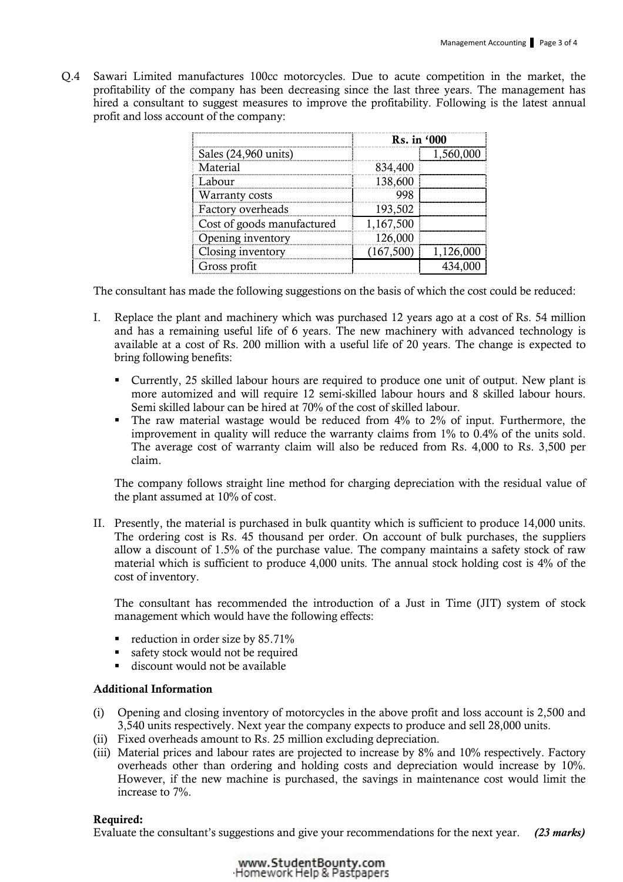Q.4 Sawari Limited manufactures 100cc motorcycles. Due to acute competition in the market, the profitability of the company has been decreasing since the last three years. The management has hired a consultant to suggest measures to improve the profitability. Following is the latest annual profit and loss account of the company:

| | Rs. in '000 | |
|---|---|---|
| Sales (24,960 units) | | 1,560,000 |
| Material | 834,400 | |
| Labour | 138,600 | |
| Warranty costs | 998 | |
| Factory overheads | 193,502 | |
| Cost of goods manufactured | 1,167,500 | |
| Opening inventory | 126,000 | |
| Closing inventory | (167,500) | 1,126,000 |
| Gross profit | | 434,000 |

The consultant has made the following suggestions on the basis of which the cost could be reduced:

I. Replace the plant and machinery which was purchased 12 years ago at a cost of Rs. 54 million and has a remaining useful life of 6 years. The new machinery with advanced technology is available at a cost of Rs. 200 million with a useful life of 20 years. The change is expected to bring following benefits:

- Currently, 25 skilled labour hours are required to produce one unit of output. New plant is more automized and will require 12 semi-skilled labour hours and 8 skilled labour hours. Semi skilled labour can be hired at 70% of the cost of skilled labour.
- The raw material wastage would be reduced from 4% to 2% of input. Furthermore, the improvement in quality will reduce the warranty claims from 1% to 0.4% of the units sold. The average cost of warranty claim will also be reduced from Rs. 4,000 to Rs. 3,500 per claim.

The company follows straight line method for charging depreciation with the residual value of the plant assumed at 10% of cost.

II. Presently, the material is purchased in bulk quantity which is sufficient to produce 14,000 units. The ordering cost is Rs. 45 thousand per order. On account of bulk purchases, the suppliers allow a discount of 1.5% of the purchase value. The company maintains a safety stock of raw material which is sufficient to produce 4,000 units. The annual stock holding cost is 4% of the cost of inventory.

The consultant has recommended the introduction of a Just in Time (JIT) system of stock management which would have the following effects:

- reduction in order size by 85.71%
- safety stock would not be required
- discount would not be available

**Additional Information**

(i) Opening and closing inventory of motorcycles in the above profit and loss account is 2,500 and 3,540 units respectively. Next year the company expects to produce and sell 28,000 units.
(ii) Fixed overheads amount to Rs. 25 million excluding depreciation.
(iii) Material prices and labour rates are projected to increase by 8% and 10% respectively. Factory overheads other than ordering and holding costs and depreciation would increase by 10%. However, if the new machine is purchased, the savings in maintenance cost would limit the increase to 7%.

**Required:**
Evaluate the consultant's suggestions and give your recommendations for the next year. *(23 marks)*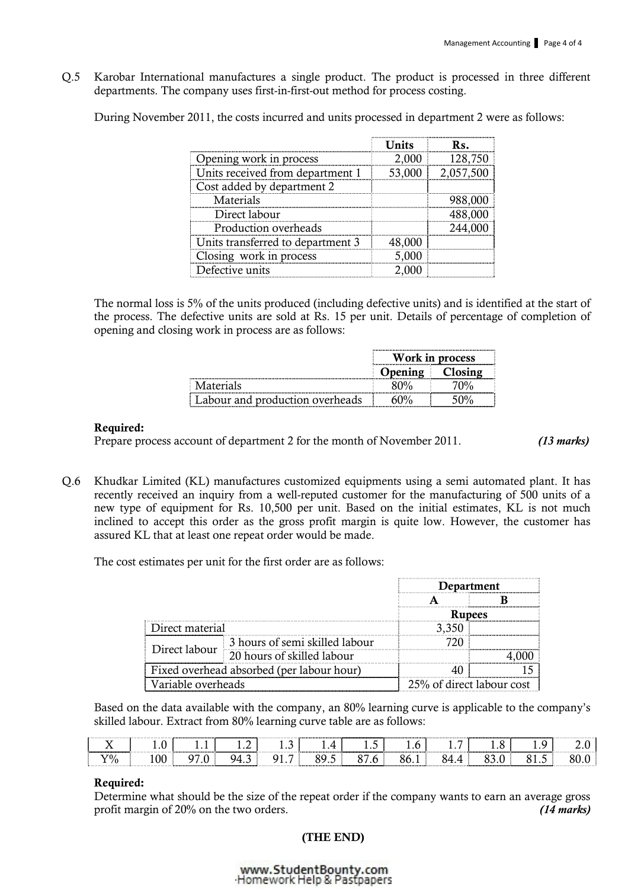Q.5 Karobar International manufactures a single product. The product is processed in three different departments. The company uses first-in-first-out method for process costing.

During November 2011, the costs incurred and units processed in department 2 were as follows:

| | Units | Rs. |
|---|---|---|
| Opening work in process | 2,000 | 128,750 |
| Units received from department 1 | 53,000 | 2,057,500 |
| Cost added by department 2 | | |
| Materials | | 988,000 |
| Direct labour | | 488,000 |
| Production overheads | | 244,000 |
| Units transferred to department 3 | 48,000 | |
| Closing work in process | 5,000 | |
| Defective units | 2,000 | |

The normal loss is 5% of the units produced (including defective units) and is identified at the start of the process. The defective units are sold at Rs. 15 per unit. Details of percentage of completion of opening and closing work in process are as follows:

| | Work in process | |
|---|---|---|
| | Opening | Closing |
| Materials | 80% | 70% |
| Labour and production overheads | 60% | 50% |

**Required:**
Prepare process account of department 2 for the month of November 2011. ***(13 marks)***

Q.6 Khudkar Limited (KL) manufactures customized equipments using a semi automated plant. It has recently received an inquiry from a well-reputed customer for the manufacturing of 500 units of a new type of equipment for Rs. 10,500 per unit. Based on the initial estimates, KL is not much inclined to accept this order as the gross profit margin is quite low. However, the customer has assured KL that at least one repeat order would be made.

The cost estimates per unit for the first order are as follows:

| | | Department A | Department B |
|---|---|---|---|
| | | Rupees | |
| Direct material | | 3,350 | |
| Direct labour | 3 hours of semi skilled labour | 720 | |
| | 20 hours of skilled labour | | 4,000 |
| Fixed overhead absorbed (per labour hour) | | 40 | 15 |
| Variable overheads | | 25% of direct labour cost | |

Based on the data available with the company, an 80% learning curve is applicable to the company's skilled labour. Extract from 80% learning curve table are as follows:

| X | 1.0 | 1.1 | 1.2 | 1.3 | 1.4 | 1.5 | 1.6 | 1.7 | 1.8 | 1.9 | 2.0 |
|---|---|---|---|---|---|---|---|---|---|---|---|
| Y% | 100 | 97.0 | 94.3 | 91.7 | 89.5 | 87.6 | 86.1 | 84.4 | 83.0 | 81.5 | 80.0 |

**Required:**
Determine what should be the size of the repeat order if the company wants to earn an average gross profit margin of 20% on the two orders. ***(14 marks)***

**(THE END)**